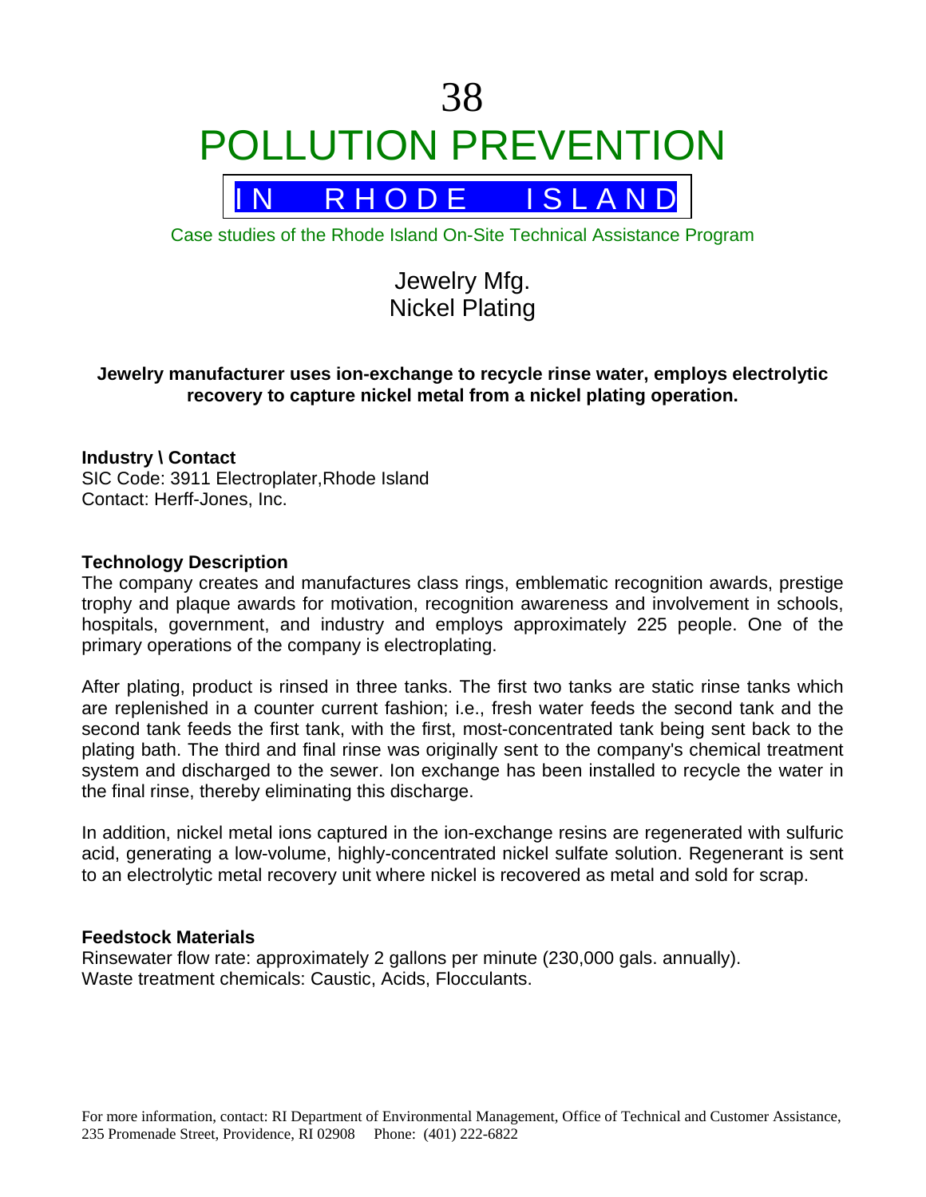# 38

# POLLUTION PREVENTION

## IN RHODE ISLAND

Case studies of the Rhode Island On-Site Technical Assistance Program

## Jewelry Mfg.
## Nickel Plating

**Jewelry manufacturer uses ion-exchange to recycle rinse water, employs electrolytic recovery to capture nickel metal from a nickel plating operation.**

### Industry \ Contact

SIC Code: 3911 Electroplater,Rhode Island
Contact: Herff-Jones, Inc.

### Technology Description

The company creates and manufactures class rings, emblematic recognition awards, prestige trophy and plaque awards for motivation, recognition awareness and involvement in schools, hospitals, government, and industry and employs approximately 225 people. One of the primary operations of the company is electroplating.

After plating, product is rinsed in three tanks. The first two tanks are static rinse tanks which are replenished in a counter current fashion; i.e., fresh water feeds the second tank and the second tank feeds the first tank, with the first, most-concentrated tank being sent back to the plating bath. The third and final rinse was originally sent to the company's chemical treatment system and discharged to the sewer. Ion exchange has been installed to recycle the water in the final rinse, thereby eliminating this discharge.

In addition, nickel metal ions captured in the ion-exchange resins are regenerated with sulfuric acid, generating a low-volume, highly-concentrated nickel sulfate solution. Regenerant is sent to an electrolytic metal recovery unit where nickel is recovered as metal and sold for scrap.

### Feedstock Materials

Rinsewater flow rate: approximately 2 gallons per minute (230,000 gals. annually).
Waste treatment chemicals: Caustic, Acids, Flocculants.

For more information, contact: RI Department of Environmental Management, Office of Technical and Customer Assistance, 235 Promenade Street, Providence, RI 02908 Phone: (401) 222-6822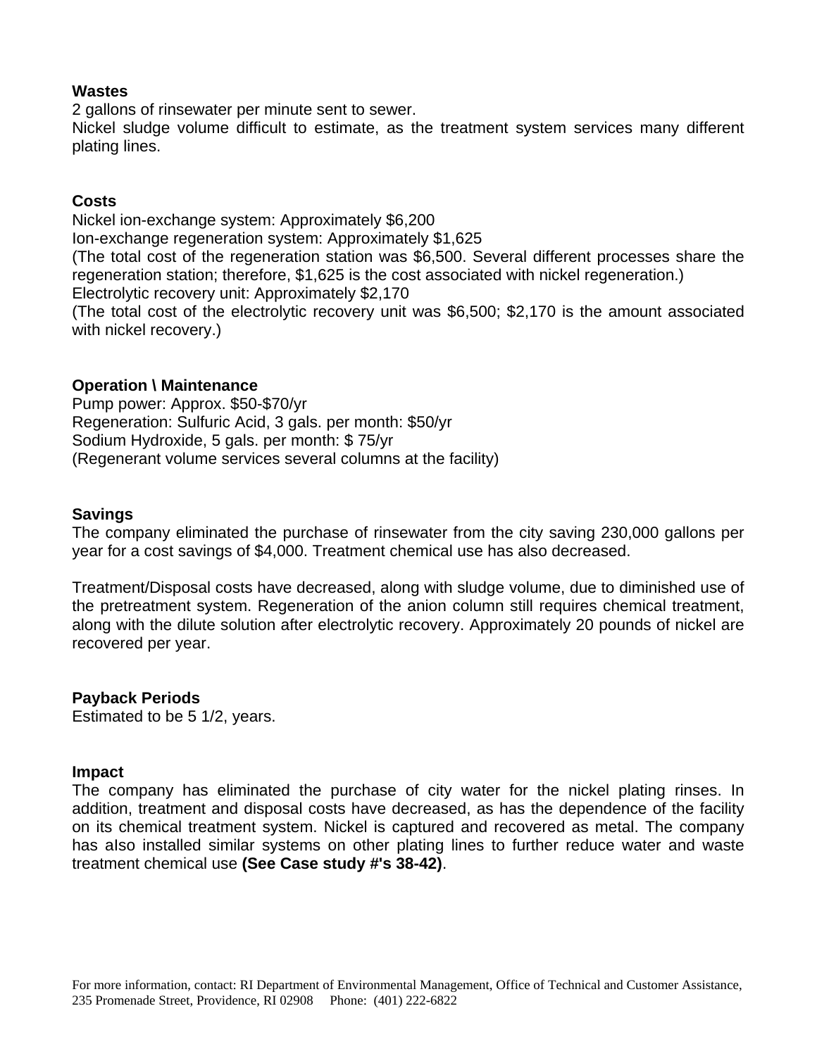**Wastes**

2 gallons of rinsewater per minute sent to sewer.
Nickel sludge volume difficult to estimate, as the treatment system services many different plating lines.

**Costs**

Nickel ion-exchange system: Approximately $6,200
Ion-exchange regeneration system: Approximately $1,625
(The total cost of the regeneration station was $6,500. Several different processes share the regeneration station; therefore, $1,625 is the cost associated with nickel regeneration.)
Electrolytic recovery unit: Approximately $2,170
(The total cost of the electrolytic recovery unit was $6,500; $2,170 is the amount associated with nickel recovery.)

**Operation \ Maintenance**

Pump power: Approx. $50-$70/yr
Regeneration: Sulfuric Acid, 3 gals. per month: $50/yr
Sodium Hydroxide, 5 gals. per month: $ 75/yr
(Regenerant volume services several columns at the facility)

**Savings**

The company eliminated the purchase of rinsewater from the city saving 230,000 gallons per year for a cost savings of $4,000. Treatment chemical use has also decreased.

Treatment/Disposal costs have decreased, along with sludge volume, due to diminished use of the pretreatment system. Regeneration of the anion column still requires chemical treatment, along with the dilute solution after electrolytic recovery. Approximately 20 pounds of nickel are recovered per year.

**Payback Periods**

Estimated to be 5 1/2, years.

**Impact**

The company has eliminated the purchase of city water for the nickel plating rinses. In addition, treatment and disposal costs have decreased, as has the dependence of the facility on its chemical treatment system. Nickel is captured and recovered as metal. The company has also installed similar systems on other plating lines to further reduce water and waste treatment chemical use **(See Case study #'s 38-42)**.

For more information, contact: RI Department of Environmental Management, Office of Technical and Customer Assistance, 235 Promenade Street, Providence, RI 02908 Phone: (401) 222-6822